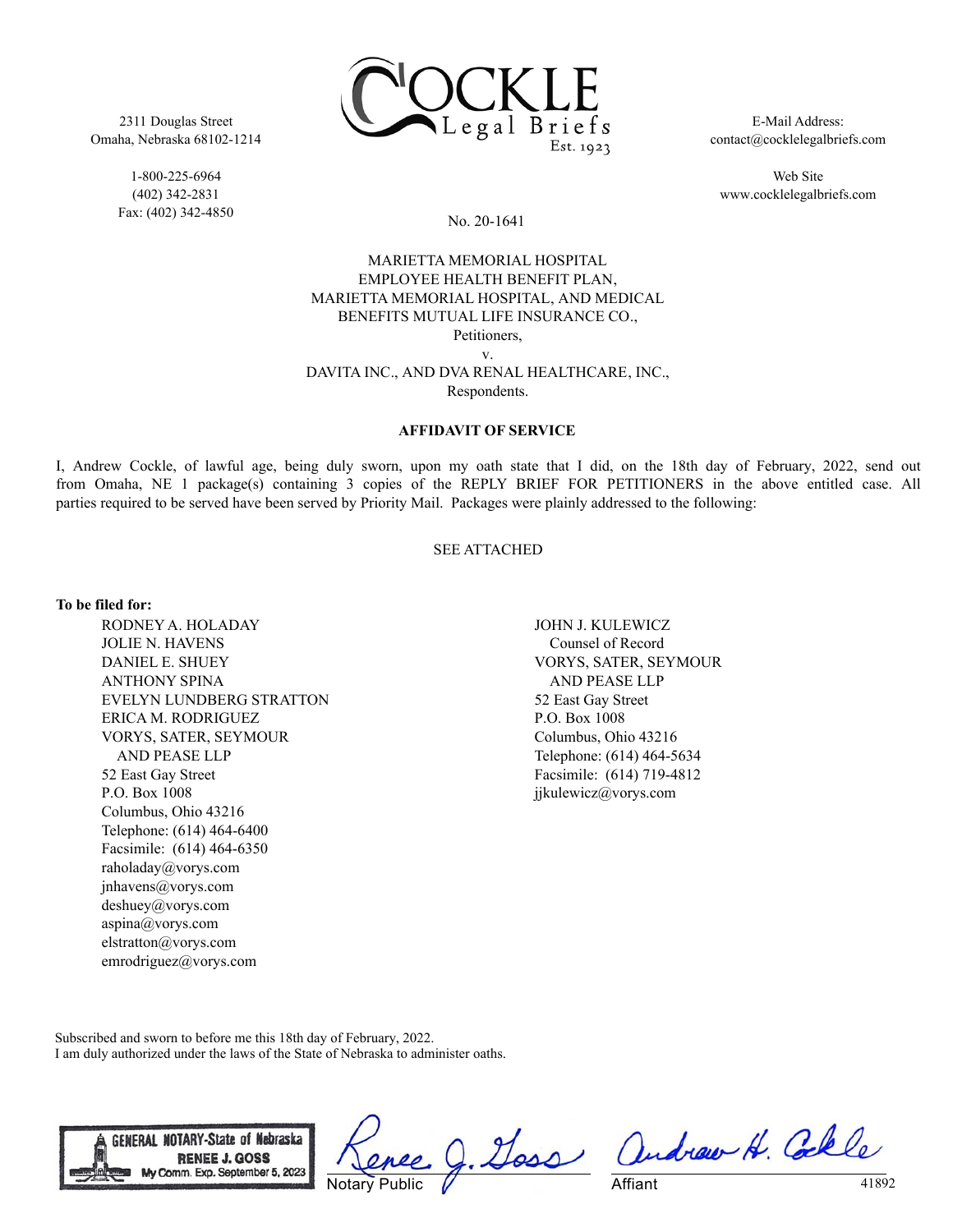2311 Douglas Street
Omaha, Nebraska 68102-1214

1-800-225-6964
(402) 342-2831
Fax: (402) 342-4850

COCKLE Legal Briefs Est. 1923

E-Mail Address:
contact@cocklelegalbriefs.com

Web Site
www.cocklelegalbriefs.com

No. 20-1641

MARIETTA MEMORIAL HOSPITAL
EMPLOYEE HEALTH BENEFIT PLAN,
MARIETTA MEMORIAL HOSPITAL, AND MEDICAL
BENEFITS MUTUAL LIFE INSURANCE CO.,
Petitioners,
v.
DAVITA INC., AND DVA RENAL HEALTHCARE, INC.,
Respondents.

**AFFIDAVIT OF SERVICE**

I, Andrew Cockle, of lawful age, being duly sworn, upon my oath state that I did, on the 18th day of February, 2022, send out from Omaha, NE 1 package(s) containing 3 copies of the REPLY BRIEF FOR PETITIONERS in the above entitled case. All parties required to be served have been served by Priority Mail. Packages were plainly addressed to the following:

SEE ATTACHED

**To be filed for:**

RODNEY A. HOLADAY
JOLIE N. HAVENS
DANIEL E. SHUEY
ANTHONY SPINA
EVELYN LUNDBERG STRATTON
ERICA M. RODRIGUEZ
VORYS, SATER, SEYMOUR
AND PEASE LLP
52 East Gay Street
P.O. Box 1008
Columbus, Ohio 43216
Telephone: (614) 464-6400
Facsimile: (614) 464-6350
raholaday@vorys.com
jnhavens@vorys.com
deshuey@vorys.com
aspina@vorys.com
elstratton@vorys.com
emrodriguez@vorys.com

JOHN J. KULEWICZ
Counsel of Record
VORYS, SATER, SEYMOUR
AND PEASE LLP
52 East Gay Street
P.O. Box 1008
Columbus, Ohio 43216
Telephone: (614) 464-5634
Facsimile: (614) 719-4812
jjkulewicz@vorys.com

Subscribed and sworn to before me this 18th day of February, 2022.
I am duly authorized under the laws of the State of Nebraska to administer oaths.

GENERAL NOTARY-State of Nebraska
RENEE J. GOSS
My Comm. Exp. September 5, 2023

Renee J. Goss
Notary Public

Andrew H. Cockle
Affiant

41892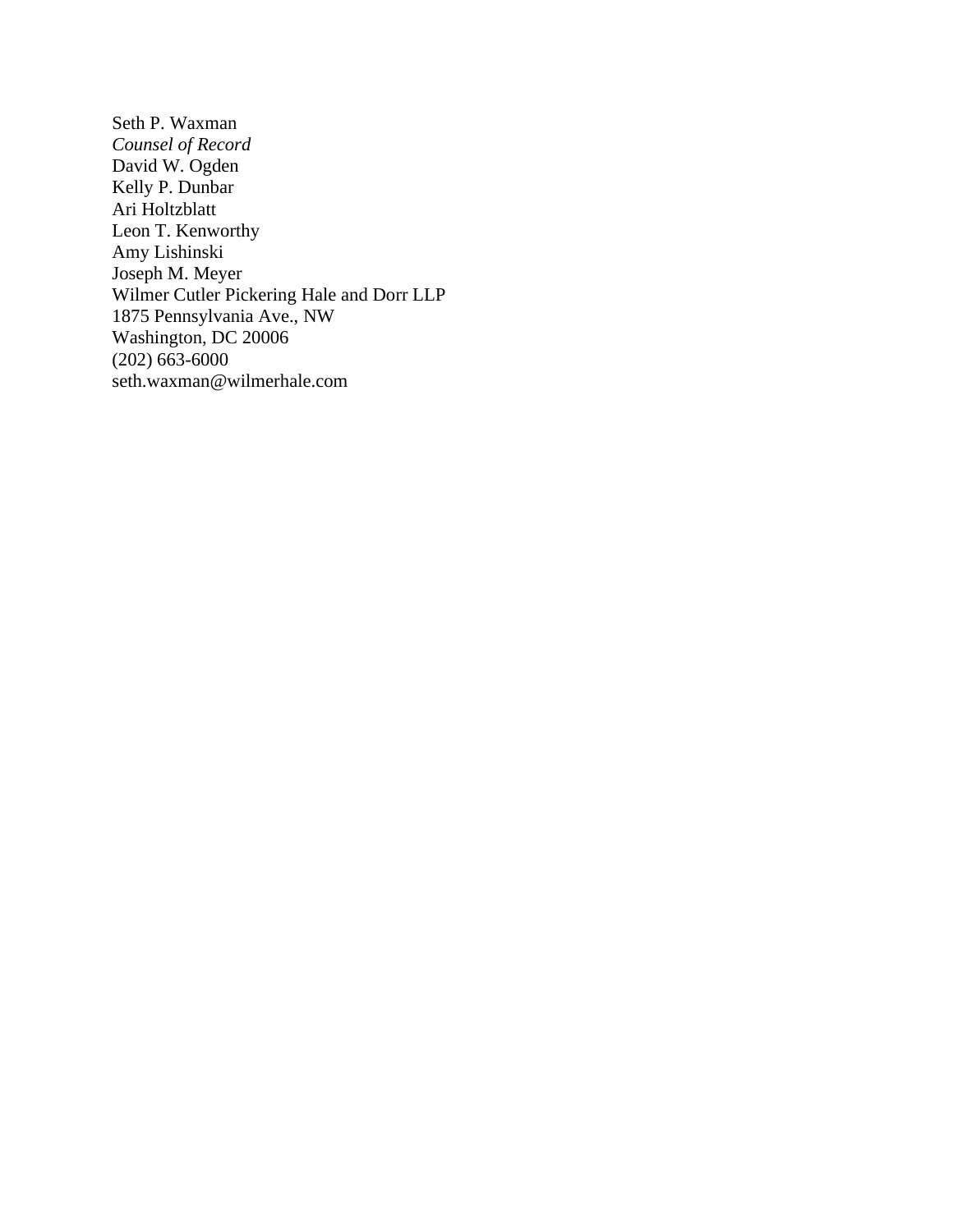Seth P. Waxman  
*Counsel of Record*  
David W. Ogden  
Kelly P. Dunbar  
Ari Holtzblatt  
Leon T. Kenworthy  
Amy Lishinski  
Joseph M. Meyer  
Wilmer Cutler Pickering Hale and Dorr LLP  
1875 Pennsylvania Ave., NW  
Washington, DC 20006  
(202) 663-6000  
seth.waxman@wilmerhale.com